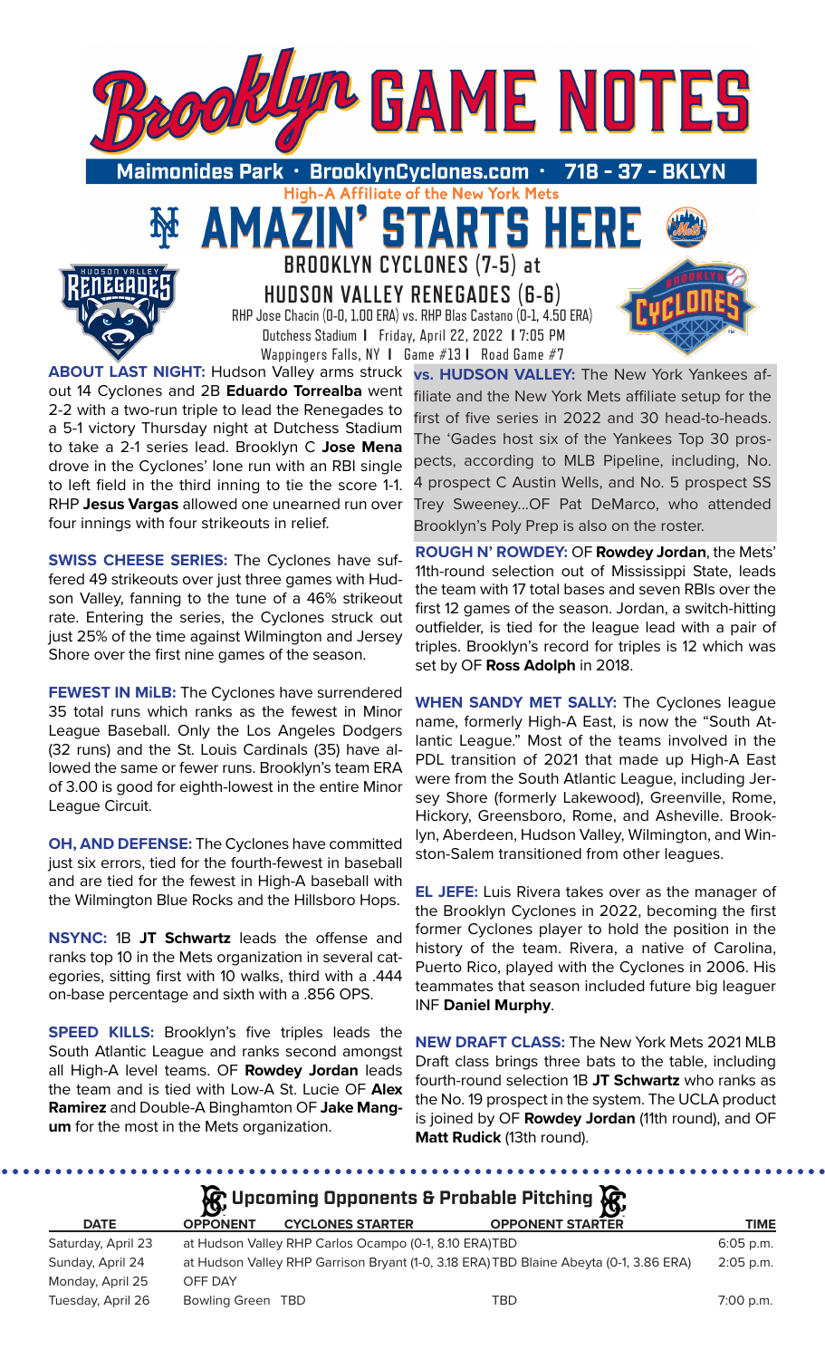# Brooklyn GAME NOTES

**Maimonides Park • BrooklynCyclones.com • 718 - 37 - BKLYN**

High-A Affiliate of the New York Mets

## AMAZIN' STARTS HERE

### BROOKLYN CYCLONES (7-5) at HUDSON VALLEY RENEGADES (6-6)

RHP Jose Chacin (0-0, 1.00 ERA) vs. RHP Blas Castano (0-1, 4.50 ERA)

Dutchess Stadium | Friday, April 22, 2022 | 7:05 PM

Wappingers Falls, NY | Game #13 | Road Game #7

**ABOUT LAST NIGHT:** Hudson Valley arms struck out 14 Cyclones and 2B **Eduardo Torrealba** went 2-2 with a two-run triple to lead the Renegades to a 5-1 victory Thursday night at Dutchess Stadium to take a 2-1 series lead. Brooklyn C **Jose Mena** drove in the Cyclones' lone run with an RBI single to left field in the third inning to tie the score 1-1. RHP **Jesus Vargas** allowed one unearned run over four innings with four strikeouts in relief.

**SWISS CHEESE SERIES:** The Cyclones have suffered 49 strikeouts over just three games with Hudson Valley, fanning to the tune of a 46% strikeout rate. Entering the series, the Cyclones struck out just 25% of the time against Wilmington and Jersey Shore over the first nine games of the season.

**FEWEST IN MiLB:** The Cyclones have surrendered 35 total runs which ranks as the fewest in Minor League Baseball. Only the Los Angeles Dodgers (32 runs) and the St. Louis Cardinals (35) have allowed the same or fewer runs. Brooklyn's team ERA of 3.00 is good for eighth-lowest in the entire Minor League Circuit.

**OH, AND DEFENSE:** The Cyclones have committed just six errors, tied for the fourth-fewest in baseball and are tied for the fewest in High-A baseball with the Wilmington Blue Rocks and the Hillsboro Hops.

**NSYNC:** 1B **JT Schwartz** leads the offense and ranks top 10 in the Mets organization in several categories, sitting first with 10 walks, third with a .444 on-base percentage and sixth with a .856 OPS.

**SPEED KILLS:** Brooklyn's five triples leads the South Atlantic League and ranks second amongst all High-A level teams. OF **Rowdey Jordan** leads the team and is tied with Low-A St. Lucie OF **Alex Ramirez** and Double-A Binghamton OF **Jake Mangum** for the most in the Mets organization.

**vs. HUDSON VALLEY:** The New York Yankees affiliate and the New York Mets affiliate setup for the first of five series in 2022 and 30 head-to-heads. The 'Gades host six of the Yankees Top 30 prospects, according to MLB Pipeline, including, No. 4 prospect C Austin Wells, and No. 5 prospect SS Trey Sweeney...OF Pat DeMarco, who attended Brooklyn's Poly Prep is also on the roster.

**ROUGH N' ROWDEY:** OF **Rowdey Jordan**, the Mets' 11th-round selection out of Mississippi State, leads the team with 17 total bases and seven RBIs over the first 12 games of the season. Jordan, a switch-hitting outfielder, is tied for the league lead with a pair of triples. Brooklyn's record for triples is 12 which was set by OF **Ross Adolph** in 2018.

**WHEN SANDY MET SALLY:** The Cyclones league name, formerly High-A East, is now the "South Atlantic League." Most of the teams involved in the PDL transition of 2021 that made up High-A East were from the South Atlantic League, including Jersey Shore (formerly Lakewood), Greenville, Rome, Hickory, Greensboro, Rome, and Asheville. Brooklyn, Aberdeen, Hudson Valley, Wilmington, and Winston-Salem transitioned from other leagues.

**EL JEFE:** Luis Rivera takes over as the manager of the Brooklyn Cyclones in 2022, becoming the first former Cyclones player to hold the position in the history of the team. Rivera, a native of Carolina, Puerto Rico, played with the Cyclones in 2006. His teammates that season included future big leaguer INF **Daniel Murphy**.

**NEW DRAFT CLASS:** The New York Mets 2021 MLB Draft class brings three bats to the table, including fourth-round selection 1B **JT Schwartz** who ranks as the No. 19 prospect in the system. The UCLA product is joined by OF **Rowdey Jordan** (11th round), and OF **Matt Rudick** (13th round).

### Upcoming Opponents & Probable Pitching

| DATE | OPPONENT | CYCLONES STARTER | OPPONENT STARTER | TIME |
|---|---|---|---|---|
| Saturday, April 23 | at Hudson Valley | RHP Carlos Ocampo (0-1, 8.10 ERA) | TBD | 6:05 p.m. |
| Sunday, April 24 | at Hudson Valley | RHP Garrison Bryant (1-0, 3.18 ERA) | TBD Blaine Abeyta (0-1, 3.86 ERA) | 2:05 p.m. |
| Monday, April 25 | OFF DAY | | | |
| Tuesday, April 26 | Bowling Green | TBD | TBD | 7:00 p.m. |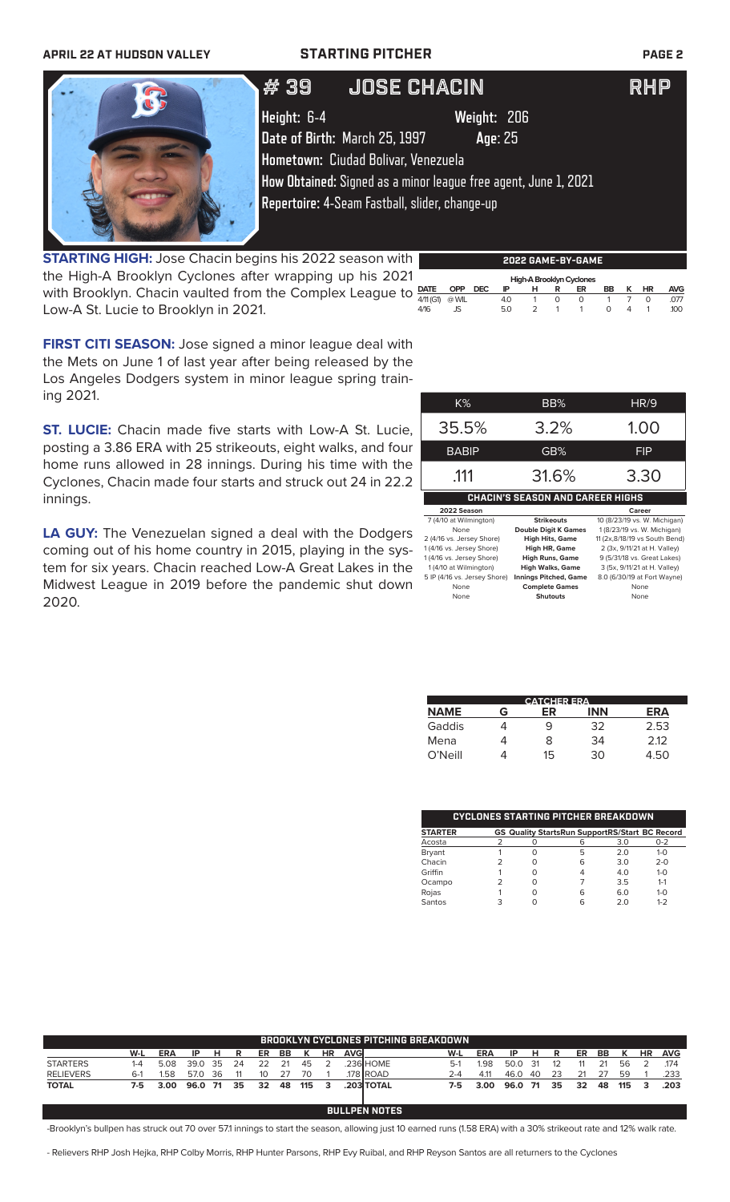# STARTING PITCHER

## # 39 JOSE CHACIN RHP

**Height:** 6-4 **Weight:** 206
**Date of Birth:** March 25, 1997 **Age:** 25
**Hometown:** Ciudad Bolivar, Venezuela
**How Obtained:** Signed as a minor league free agent, June 1, 2021
**Repertoire:** 4-Seam Fastball, slider, change-up

**STARTING HIGH:** Jose Chacin begins his 2022 season with the High-A Brooklyn Cyclones after wrapping up his 2021 with Brooklyn. Chacin vaulted from the Complex League to Low-A St. Lucie to Brooklyn in 2021.

**FIRST CITI SEASON:** Jose signed a minor league deal with the Mets on June 1 of last year after being released by the Los Angeles Dodgers system in minor league spring training 2021.

**ST. LUCIE:** Chacin made five starts with Low-A St. Lucie, posting a 3.86 ERA with 25 strikeouts, eight walks, and four home runs allowed in 28 innings. During his time with the Cyclones, Chacin made four starts and struck out 24 in 22.2 innings.

**LA GUY:** The Venezuelan signed a deal with the Dodgers coming out of his home country in 2015, playing in the system for six years. Chacin reached Low-A Great Lakes in the Midwest League in 2019 before the pandemic shut down 2020.

### 2022 GAME-BY-GAME

High-A Brooklyn Cyclones

| DATE | OPP | DEC | IP | H | R | ER | BB | K | HR | AVG |
|---|---|---|---|---|---|---|---|---|---|---|
| 4/11 (G1) | @ WIL | | 4.0 | 1 | 0 | 0 | 1 | 7 | 0 | .077 |
| 4/16 | JS | | 5.0 | 2 | 1 | 1 | 0 | 4 | 1 | .100 |

| K% | BB% | HR/9 |
|---|---|---|
| 35.5% | 3.2% | 1.00 |
| **BABIP** | **GB%** | **FIP** |
| .111 | 31.6% | 3.30 |

### CHACIN'S SEASON AND CAREER HIGHS

| 2022 Season | | Career |
|---|---|---|
| 7 (4/10 at Wilmington) | Strikeouts | 10 (8/23/19 vs. W. Michigan) |
| None | Double Digit K Games | 1 (8/23/19 vs. W. Michigan) |
| 2 (4/16 vs. Jersey Shore) | High Hits, Game | 11 (2x,8/18/19 vs South Bend) |
| 1 (4/16 vs. Jersey Shore) | High HR, Game | 2 (3x, 9/11/21 at H. Valley) |
| 1 (4/16 vs. Jersey Shore) | High Runs, Game | 9 (5/31/18 vs. Great Lakes) |
| 1 (4/10 at Wilmington) | High Walks, Game | 3 (5x, 9/11/21 at H. Valley) |
| 5 IP (4/16 vs. Jersey Shore) | Innings Pitched, Game | 8.0 (6/30/19 at Fort Wayne) |
| None | Complete Games | None |
| None | Shutouts | None |

### CATCHER ERA

| NAME | G | ER | INN | ERA |
|---|---|---|---|---|
| Gaddis | 4 | 9 | 32 | 2.53 |
| Mena | 4 | 8 | 34 | 2.12 |
| O'Neill | 4 | 15 | 30 | 4.50 |

### CYCLONES STARTING PITCHER BREAKDOWN

| STARTER | GS | Quality Starts | Run Support | RS/Start | BC Record |
|---|---|---|---|---|---|
| Acosta | 2 | 0 | 6 | 3.0 | 0-2 |
| Bryant | 1 | 0 | 5 | 2.0 | 1-0 |
| Chacin | 2 | 0 | 6 | 3.0 | 2-0 |
| Griffin | 1 | 0 | 4 | 4.0 | 1-0 |
| Ocampo | 2 | 0 | 7 | 3.5 | 1-1 |
| Rojas | 1 | 0 | 6 | 6.0 | 1-0 |
| Santos | 3 | 0 | 6 | 2.0 | 1-2 |

### BROOKLYN CYCLONES PITCHING BREAKDOWN

| | W-L | ERA | IP | H | R | ER | BB | K | HR | AVG | | W-L | ERA | IP | H | R | ER | BB | K | HR | AVG |
|---|---|---|---|---|---|---|---|---|---|---|---|---|---|---|---|---|---|---|---|---|---|
| STARTERS | 1-4 | 5.08 | 39.0 | 35 | 24 | 22 | 21 | 45 | 2 | .236 | HOME | 5-1 | 1.98 | 50.0 | 31 | 12 | 11 | 21 | 56 | 2 | .174 |
| RELIEVERS | 6-1 | 1.58 | 57.0 | 36 | 11 | 10 | 27 | 70 | 1 | .178 | ROAD | 2-4 | 4.11 | 46.0 | 40 | 23 | 21 | 27 | 59 | 1 | .233 |
| **TOTAL** | **7-5** | **3.00** | **96.0** | **71** | **35** | **32** | **48** | **115** | **3** | **.203** | **TOTAL** | **7-5** | **3.00** | **96.0** | **71** | **35** | **32** | **48** | **115** | **3** | **.203** |

### BULLPEN NOTES

-Brooklyn's bullpen has struck out 70 over 57.1 innings to start the season, allowing just 10 earned runs (1.58 ERA) with a 30% strikeout rate and 12% walk rate.

- Relievers RHP Josh Hejka, RHP Colby Morris, RHP Hunter Parsons, RHP Evy Ruibal, and RHP Reyson Santos are all returners to the Cyclones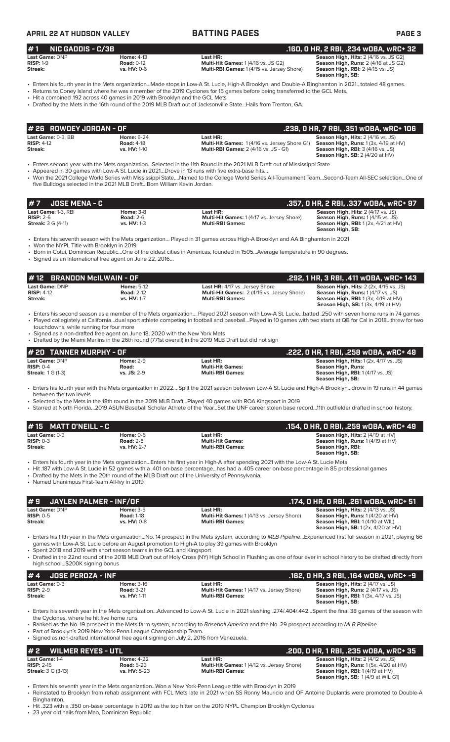## APRIL 22 AT HUDSON VALLEY — BATTING PAGES

## # 1 NIC GADDIS - C/3B — .160, 0 HR, 2 RBI, .234 wOBA, wRC+ 32

| | | | |
|---|---|---|---|
| **Last Game:** DNP | **Home:** 4-13 | **Last HR:** | **Season High, Hits:** 2 (4/16 vs. JS G2) |
| **RISP:** 1-9 | **Road:** 0-12 | **Multi-Hit Games:** 1 (4/16 vs. JS G2) | **Season High, Runs:** 2 (4/16 at JS G2) |
| **Streak:** | **vs. HV:** 0-6 | **Multi-RBI Games:** 1 (4/15 vs. Jersey Shore) | **Season High, RBI:** 2 (4/15 vs. JS) |
| | | | **Season High, SB:** |

- Enters his fourth year in the Mets organization...Made stops in Low-A St. Lucie, High-A Brooklyn, and Double-A Binghamton in 2021...totaled 48 games.
- Returns to Coney Island where he was a member of the 2019 Cyclones for 15 games before being transferred to the GCL Mets.
- Hit a combined .192 across 40 games in 2019 with Brooklyn and the GCL Mets
- Drafted by the Mets in the 16th round of the 2019 MLB Draft out of Jacksonville State...Hails from Trenton, GA.

## # 26 ROWDEY JORDAN - OF — .238, 0 HR, 7 RBI, .351 wOBA, wRC+ 106

| | | | |
|---|---|---|---|
| **Last Game:** 0-3, BB | **Home:** 6-24 | **Last HR:** | **Season High, Hits:** 2 (4/16 vs. JS) |
| **RISP:** 4-12 | **Road:** 4-18 | **Multi-Hit Games:** 1 (4/16 vs. Jersey Shore G1) | **Season High, Runs:** 1 (3x, 4/19 at HV) |
| **Streak:** | **vs. HV:** 1-10 | **Multi-RBI Games:** 2 (4/16 vs. JS - G1) | **Season High, RBI:** 3 (4/16 vs. JS) |
| | | | **Season High, SB:** 2 (4/20 at HV) |

- Enters second year with the Mets organization...Selected in the 11th Round in the 2021 MLB Draft out of Mississippi State
- Appeared in 30 games with Low-A St. Lucie in 2021...Drove in 13 runs with five extra-base hits...
- Won the 2021 College World Series with Mississippi State....Named to the College World Series All-Tournament Team...Second-Team All-SEC selection...One of five Bulldogs selected in the 2021 MLB Draft...Born William Kevin Jordan.

## # 7 JOSE MENA - C — .357, 0 HR, 2 RBI, .337 wOBA, wRC+ 97

| | | | |
|---|---|---|---|
| **Last Game:** 1-3, RBI | **Home:** 3-8 | **Last HR:** | **Season High, Hits:** 2 (4/17 vs. JS) |
| **RISP:** 2-6 | **Road:** 2-6 | **Multi-Hit Games:** 1 (4/17 vs. Jersey Shore) | **Season High, Runs:** 1 (4/15 vs. JS) |
| **Streak:** 3 G (4-11) | **vs. HV:** 1-3 | **Multi-RBI Games:** | **Season High, RBI:** 1 (2x, 4/21 at HV) |
| | | | **Season High, SB:** |

- Enters his seventh season with the Mets organization... Played in 31 games across High-A Brooklyn and AA Binghamton in 2021
- Won the NYPL Title with Brooklyn in 2019
- Born in Cotui, Dominican Republic...One of the oldest cities in Americas, founded in 1505...Average temperature in 90 degrees.
- Signed as an International free agent on June 22, 2016...

## # 12 BRANDON McILWAIN - OF — .292, 1 HR, 3 RBI, .411 wOBA, wRC+ 143

| | | | |
|---|---|---|---|
| **Last Game:** DNP | **Home:** 5-12 | **Last HR:** 4/17 vs. Jersey Shore | **Season High, Hits:** 2 (2x, 4/15 vs. JS) |
| **RISP:** 4-12 | **Road:** 2-12 | **Multi-Hit Games:** 2 (4/15 vs. Jersey Shore) | **Season High, Runs:** 1 (4/17 vs. JS) |
| **Streak:** | **vs. HV:** 1-7 | **Multi-RBI Games:** | **Season High, RBI:** 1 (3x, 4/19 at HV) |
| | | | **Season High, SB:** 1 (3x, 4/19 at HV) |

- Enters his second season as a member of the Mets organization... Played 2021 season with Low-A St. Lucie...batted .250 with seven home runs in 74 games
- Played collegiately at California...dual sport athlete competing in football and baseball...Played in 10 games with two starts at QB for Cal in 2018...threw for two touchdowns, while running for four more
- Signed as a non-drafted free agent on June 18, 2020 with the New York Mets
- Drafted by the Miami Marlins in the 26th round (771st overall) in the 2019 MLB Draft but did not sign

## # 20 TANNER MURPHY - OF — .222, 0 HR, 1 RBI, .258 wOBA, wRC+ 49

| | | | |
|---|---|---|---|
| **Last Game:** DNP | **Home:** 2-9 | **Last HR:** | **Season High, Hits:** 1 (2x, 4/15 vs. JS) |
| **RISP:** 0-4 | **Road:** | **Multi-Hit Games:** | **Season High, Runs:** |
| **Streak:** 1 G (1-3) | **vs. JS:** 2-9 | **Multi-RBI Games:** | **Season High, RBI:** 1 (4/17 vs. JS) |
| | | | **Season High, SB:** |

- Enters his fourth year in the Mets organization in 2022... Split the 2021 season between Low-A St. Lucie and High-A Brooklyn...drove in 19 runs in 44 games between the two levels
- Selected by the Mets in the 18th round in the 2019 MLB Draft...Played 40 games with ROA Kingsport in 2019
- Starred at North Florida...2019 ASUN Baseball Scholar Athlete of the Year...Set the UNF career stolen base record...11th outfielder drafted in school history.

## # 15 MATT O'NEILL - C — .154, 0 HR, 0 RBI, .259 wOBA, wRC+ 49

| | | | |
|---|---|---|---|
| **Last Game:** 0-3 | **Home:** 0-5 | **Last HR:** | **Season High, Hits:** 2 (4/19 at HV) |
| **RISP:** 0-3 | **Road:** 2-8 | **Multi-Hit Games:** | **Season High, Runs:** 1 (4/19 at HV) |
| **Streak:** | **vs. HV:** 2-7 | **Multi-RBI Games:** | **Season High, RBI:** |
| | | | **Season High, SB:** |

- Enters his fourth year in the Mets organization...Enters his first year in High-A after spending 2021 with the Low-A St. Lucie Mets
- Hit .187 with Low-A St. Lucie in 52 games with a .401 on-base percentage...has had a .405 career on-base percentage in 85 professional games
- Drafted by the Mets in the 20th round of the MLB Draft out of the University of Pennsylvania.
- Named Unanimous First-Team All-Ivy in 2019

## # 9 JAYLEN PALMER - INF/OF — .174, 0 HR, 0 RBI, .261 wOBA, wRC+ 51

| | | | |
|---|---|---|---|
| **Last Game:** DNP | **Home:** 3-5 | **Last HR:** | **Season High, Hits:** 2 (4/13 vs. JS) |
| **RISP:** 0-5 | **Road:** 1-18 | **Multi-Hit Games:** 1 (4/13 vs. Jersey Shore) | **Season High, Runs:** 1 (4/20 at HV) |
| **Streak:** | **vs. HV:** 0-8 | **Multi-RBI Games:** | **Season High, RBI:** 1 (4/10 at WIL) |
| | | | **Season High, SB:** 1 (2x, 4/20 at HV) |

- Enters his fifth year in the Mets organization...No. 14 prospect in the Mets system, according to *MLB Pipeline*...Experienced first full season in 2021, playing 66 games with Low-A St. Lucie before an August promotion to High-A to play 39 games with Brooklyn
- Spent 2018 and 2019 with short season teams in the GCL and Kingsport
- Drafted in the 22nd round of the 2018 MLB Draft out of Holy Cross (NY) High School in Flushing as one of four ever in school history to be drafted directly from high school...$200K signing bonus

## # 4 JOSE PEROZA - INF — .162, 0 HR, 3 RBI, .164 wOBA, wRC+ -9

| | | | |
|---|---|---|---|
| **Last Game:** 0-3 | **Home:** 3-16 | **Last HR:** | **Season High, Hits:** 2 (4/17 vs. JS) |
| **RISP:** 2-9 | **Road:** 3-21 | **Multi-Hit Games:** 1 (4/17 vs. Jersey Shore) | **Season High, Runs:** 2 (4/17 vs. JS) |
| **Streak:** | **vs. HV:** 1-11 | **Multi-RBI Games:** | **Season High, RBI:** 1 (3x, 4/17 vs. JS) |
| | | | **Season High, SB:** |

- Enters his seventh year in the Mets organization...Advanced to Low-A St. Lucie in 2021 slashing .274/.404/.442...Spent the final 38 games of the season with the Cyclones, where he hit five home runs
- Ranked as the No. 19 prospect in the Mets farm system, according to *Baseball America* and the No. 29 prospect according to *MLB Pipeline*
- Part of Brooklyn's 2019 New York-Penn League Championship Team.
- Signed as non-drafted international free agent signing on July 2, 2016 from Venezuela.

## # 2 WILMER REYES - UTL — .200, 0 HR, 1 RBI, .235 wOBA, wRC+ 35

| | | | |
|---|---|---|---|
| **Last Game:** 1-4 | **Home:** 4-22 | **Last HR:** | **Season High, Hits:** 2 (4/12 vs. JS) |
| **RISP:** 2-15 | **Road:** 5-23 | **Multi-Hit Games:** 1 (4/12 vs. Jersey Shore) | **Season High, Runs:** 1 (5x, 4/20 at HV) |
| **Streak:** 3 G (3-13) | **vs. HV:** 5-23 | **Multi-RBI Games:** | **Season High, RBI:** 1 (4/19 at HV) |
| | | | **Season High, SB:** 1 (4/9 at WIL G1) |

- Enters his seventh year in the Mets organization...Won a New York-Penn League title with Brooklyn in 2019
- Reinstated to Brooklyn from rehab assignment with FCL Mets late in 2021 when SS Ronny Mauricio and OF Antoine Duplantis were promoted to Double-A Binghamton.
- Hit .323 with a .350 on-base percentage in 2019 as the top hitter on the 2019 NYPL Champion Brooklyn Cyclones
- 23 year old hails from Mao, Dominican Republic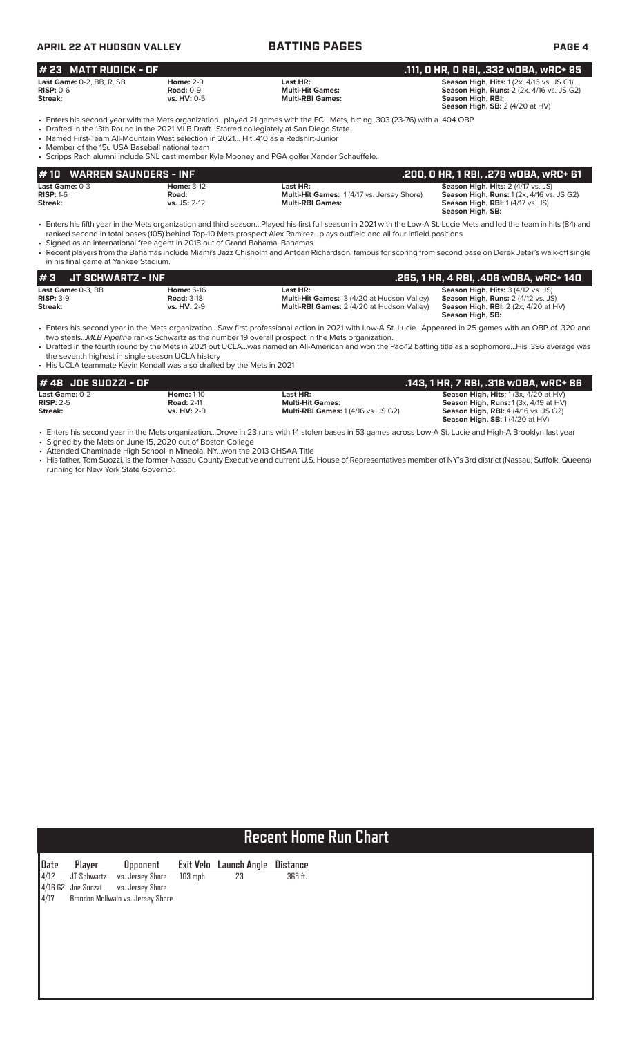## # 23 MATT RUDICK - OF

**.111, 0 HR, 0 RBI, .332 wOBA, wRC+ 95**

| | | | |
|---|---|---|---|
| **Last Game:** 0-2, BB, R, SB | **Home:** 2-9 | **Last HR:** | **Season High, Hits:** 1 (2x, 4/16 vs. JS G1) |
| **RISP:** 0-6 | **Road:** 0-9 | **Multi-Hit Games:** | **Season High, Runs:** 2 (2x, 4/16 vs. JS G2) |
| **Streak:** | **vs. HV:** 0-5 | **Multi-RBI Games:** | **Season High, RBI:** |
| | | | **Season High, SB:** 2 (4/20 at HV) |

- Enters his second year with the Mets organization...played 21 games with the FCL Mets, hitting. 303 (23-76) with a .404 OBP.
- Drafted in the 13th Round in the 2021 MLB Draft...Starred collegiately at San Diego State
- Named First-Team All-Mountain West selection in 2021... Hit .410 as a Redshirt-Junior
- Member of the 15u USA Baseball national team
- Scripps Rach alumni include SNL cast member Kyle Mooney and PGA golfer Xander Schauffele.

## # 10 WARREN SAUNDERS - INF

**.200, 0 HR, 1 RBI, .278 wOBA, wRC+ 61**

| | | | |
|---|---|---|---|
| **Last Game:** 0-3 | **Home:** 3-12 | **Last HR:** | **Season High, Hits:** 2 (4/17 vs. JS) |
| **RISP:** 1-6 | **Road:** | **Multi-Hit Games:** 1 (4/17 vs. Jersey Shore) | **Season High, Runs:** 1 (2x, 4/16 vs. JS G2) |
| **Streak:** | **vs. JS:** 2-12 | **Multi-RBI Games:** | **Season High, RBI:** 1 (4/17 vs. JS) |
| | | | **Season High, SB:** |

- Enters his fifth year in the Mets organization and third season...Played his first full season in 2021 with the Low-A St. Lucie Mets and led the team in hits (84) and ranked second in total bases (105) behind Top-10 Mets prospect Alex Ramirez...plays outfield and all four infield positions
- Signed as an international free agent in 2018 out of Grand Bahama, Bahamas
- Recent players from the Bahamas include Miami's Jazz Chisholm and Antoan Richardson, famous for scoring from second base on Derek Jeter's walk-off single in his final game at Yankee Stadium.

## # 3 JT SCHWARTZ - INF

**.265, 1 HR, 4 RBI, .406 wOBA, wRC+ 140**

| | | | |
|---|---|---|---|
| **Last Game:** 0-3, BB | **Home:** 6-16 | **Last HR:** | **Season High, Hits:** 3 (4/12 vs. JS) |
| **RISP:** 3-9 | **Road:** 3-18 | **Multi-Hit Games:** 3 (4/20 at Hudson Valley) | **Season High, Runs:** 2 (4/12 vs. JS) |
| **Streak:** | **vs. HV:** 2-9 | **Multi-RBI Games:** 2 (4/20 at Hudson Valley) | **Season High, RBI:** 2 (2x, 4/20 at HV) |
| | | | **Season High, SB:** |

- Enters his second year in the Mets organization...Saw first professional action in 2021 with Low-A St. Lucie...Appeared in 25 games with an OBP of .320 and two steals...*MLB Pipeline* ranks Schwartz as the number 19 overall prospect in the Mets organization.
- Drafted in the fourth round by the Mets in 2021 out UCLA...was named an All-American and won the Pac-12 batting title as a sophomore...His .396 average was the seventh highest in single-season UCLA history
- His UCLA teammate Kevin Kendall was also drafted by the Mets in 2021

## # 48 JOE SUOZZI - OF

**.143, 1 HR, 7 RBI, .318 wOBA, wRC+ 86**

| | | | |
|---|---|---|---|
| **Last Game:** 0-2 | **Home:** 1-10 | **Last HR:** | **Season High, Hits:** 1 (3x, 4/20 at HV) |
| **RISP:** 2-5 | **Road:** 2-11 | **Multi-Hit Games:** | **Season High, Runs:** 1 (3x, 4/19 at HV) |
| **Streak:** | **vs. HV:** 2-9 | **Multi-RBI Games:** 1 (4/16 vs. JS G2) | **Season High, RBI:** 4 (4/16 vs. JS G2) |
| | | | **Season High, SB:** 1 (4/20 at HV) |

- Enters his second year in the Mets organization...Drove in 23 runs with 14 stolen bases in 53 games across Low-A St. Lucie and High-A Brooklyn last year
- Signed by the Mets on June 15, 2020 out of Boston College
- Attended Chaminade High School in Mineola, NY...won the 2013 CHSAA Title
- His father, Tom Suozzi, is the former Nassau County Executive and current U.S. House of Representatives member of NY's 3rd district (Nassau, Suffolk, Queens) running for New York State Governor.

## Recent Home Run Chart

| Date | Player | Opponent | Exit Velo | Launch Angle | Distance |
|---|---|---|---|---|---|
| 4/12 | JT Schwartz | vs. Jersey Shore | 103 mph | 23 | 365 ft. |
| 4/16 G2 | Joe Suozzi | vs. Jersey Shore | | | |
| 4/17 | Brandon McIlwain | vs. Jersey Shore | | | |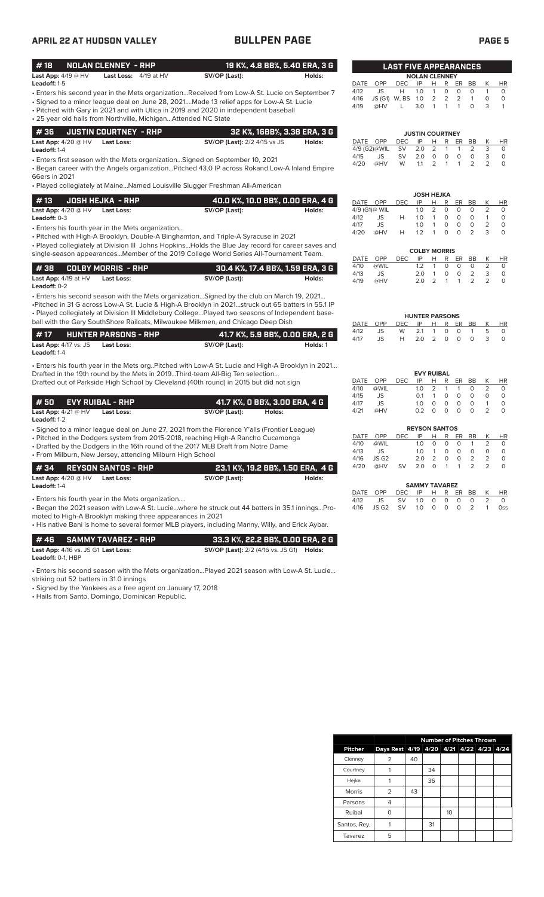# APRIL 22 AT HUDSON VALLEY — BULLPEN PAGE

## #18 NOLAN CLENNEY - RHP — 19 K%, 4.8 BB%, 5.40 ERA, 3 G

**Last App:** 4/19 @ HV **Last Loss:** 4/19 at HV **SV/OP (Last):** **Holds:**
**Leadoff:** 1-5

- Enters his second year in the Mets organization...Received from Low-A St. Lucie on September 7
- Signed to a minor league deal on June 28, 2021....Made 13 relief apps for Low-A St. Lucie
- Pitched with Gary in 2021 and with Utica in 2019 and 2020 in independent baseball
- 25 year old hails from Northville, Michigan...Attended NC State

## #36 JUSTIN COURTNEY - RHP — 32 K%, 16BB%, 3.38 ERA, 3 G

**Last App:** 4/20 @ HV **Last Loss:** **SV/OP (Last):** 2/2 4/15 vs JS **Holds:**
**Leadoff:** 1-4

- Enters first season with the Mets organization...Signed on September 10, 2021
- Began career with the Angels organization...Pitched 43.0 IP across Rokand Low-A Inland Empire 66ers in 2021
- Played collegiately at Maine...Named Louisville Slugger Freshman All-American

## #13 JOSH HEJKA - RHP — 40.0 K%, 10.0 BB%, 0.00 ERA, 4 G

**Last App:** 4/20 @ HV **Last Loss:** **SV/OP (Last):** **Holds:**
**Leadoff:** 0-3

- Enters his fourth year in the Mets organization...
- Pitched with High-A Brooklyn, Double-A Binghamton, and Triple-A Syracuse in 2021
- Played collegiately at Division III Johns Hopkins...Holds the Blue Jay record for career saves and single-season appearances...Member of the 2019 College World Series All-Tournament Team.

## #38 COLBY MORRIS - RHP — 30.4 K%, 17.4 BB%, 1.59 ERA, 3 G

**Last App:** 4/19 at HV **Last Loss:** **SV/OP (Last):** **Holds:**
**Leadoff:** 0-2

- Enters his second season with the Mets organization...Signed by the club on March 19, 2021...
- Pitched in 31 G across Low-A St. Lucie & High-A Brooklyn in 2021...struck out 65 batters in 55.1 IP
- Played collegiately at Division III Middlebury College...Played two seasons of Independent baseball with the Gary SouthShore Railcats, Milwaukee Milkmen, and Chicago Deep Dish

## #17 HUNTER PARSONS - RHP — 41.7 K%, 5.9 BB%, 0.00 ERA, 2 G

**Last App:** 4/17 vs. JS **Last Loss:** **SV/OP (Last):** **Holds:** 1
**Leadoff:** 1-4

- Enters his fourth year in the Mets org..Pitched with Low-A St. Lucie and High-A Brooklyn in 2021... Drafted in the 19th round by the Mets in 2019...Third-team All-Big Ten selection... Drafted out of Parkside High School by Cleveland (40th round) in 2015 but did not sign

## #50 EVY RUIBAL - RHP — 41.7 K%, 0 BB%, 3.00 ERA, 4 G

**Last App:** 4/21 @ HV **Last Loss:** **SV/OP (Last):** **Holds:**
**Leadoff:** 1-2

- Signed to a minor league deal on June 27, 2021 from the Florence Y'alls (Frontier League)
- Pitched in the Dodgers system from 2015-2018, reaching High-A Rancho Cucamonga
- Drafted by the Dodgers in the 16th round of the 2017 MLB Draft from Notre Dame
- From Milburn, New Jersey, attending Milburn High School

## #34 REYSON SANTOS - RHP — 23.1 K%, 19.2 BB%, 1.50 ERA, 4 G

**Last App:** 4/20 @ HV **Last Loss:** **SV/OP (Last):** **Holds:**
**Leadoff:** 1-4

- Enters his fourth year in the Mets organization....
- Began the 2021 season with Low-A St. Lucie...where he struck out 44 batters in 35.1 innings...Promoted to High-A Brooklyn making three appearances in 2021
- His native Bani is home to several former MLB players, including Manny, Willy, and Erick Aybar.

## #46 SAMMY TAVAREZ - RHP — 33.3 K%, 22.2 BB%, 0.00 ERA, 2 G

**Last App:** 4/16 vs. JS G1 **Last Loss:** **SV/OP (Last):** 2/2 (4/16 vs. JS G1) **Holds:**
**Leadoff:** 0-1, HBP

- Enters his second season with the Mets organization...Played 2021 season with Low-A St. Lucie... striking out 52 batters in 31.0 innings
- Signed by the Yankees as a free agent on January 17, 2018
- Hails from Santo, Domingo, Dominican Republic.

## LAST FIVE APPEARANCES

**NOLAN CLENNEY**

| DATE | OPP | DEC | IP | H | R | ER | BB | K | HR |
|---|---|---|---|---|---|---|---|---|---|
| 4/12 | JS | H | 1.0 | 1 | 0 | 0 | 0 | 1 | 0 |
| 4/16 | JS (G1) | W, BS | 1.0 | 2 | 2 | 2 | 1 | 0 | 0 |
| 4/19 | @HV | L | 3.0 | 1 | 1 | 1 | 0 | 3 | 1 |

**JUSTIN COURTNEY**

| DATE | OPP | DEC | IP | H | R | ER | BB | K | HR |
|---|---|---|---|---|---|---|---|---|---|
| 4/9 (G2) | @WIL | SV | 2.0 | 2 | 1 | 1 | 2 | 3 | 0 |
| 4/15 | JS | SV | 2.0 | 0 | 0 | 0 | 0 | 3 | 0 |
| 4/20 | @HV | W | 1.1 | 2 | 1 | 1 | 2 | 2 | 0 |

**JOSH HEJKA**

| DATE | OPP | DEC | IP | H | R | ER | BB | K | HR |
|---|---|---|---|---|---|---|---|---|---|
| 4/9 (G1) | @ WIL | | 1.0 | 2 | 0 | 0 | 0 | 2 | 0 |
| 4/12 | JS | H | 1.0 | 1 | 0 | 0 | 0 | 1 | 0 |
| 4/17 | JS | | 1.0 | 1 | 0 | 0 | 0 | 2 | 0 |
| 4/20 | @HV | H | 1.2 | 1 | 0 | 0 | 2 | 3 | 0 |

**COLBY MORRIS**

| DATE | OPP | DEC | IP | H | R | ER | BB | K | HR |
|---|---|---|---|---|---|---|---|---|---|
| 4/10 | @WIL | | 1.2 | 1 | 0 | 0 | 0 | 2 | 0 |
| 4/13 | JS | | 2.0 | 1 | 0 | 0 | 2 | 3 | 0 |
| 4/19 | @HV | | 2.0 | 2 | 1 | 1 | 2 | 2 | 0 |

**HUNTER PARSONS**

| DATE | OPP | DEC | IP | H | R | ER | BB | K | HR |
|---|---|---|---|---|---|---|---|---|---|
| 4/12 | JS | W | 2.1 | 1 | 0 | 0 | 1 | 5 | 0 |
| 4/17 | JS | H | 2.0 | 2 | 0 | 0 | 0 | 3 | 0 |

**EVY RUIBAL**

| DATE | OPP | DEC | IP | H | R | ER | BB | K | HR |
|---|---|---|---|---|---|---|---|---|---|
| 4/10 | @WIL | | 1.0 | 2 | 1 | 1 | 0 | 2 | 0 |
| 4/15 | JS | | 0.1 | 1 | 0 | 0 | 0 | 0 | 0 |
| 4/17 | JS | | 1.0 | 0 | 0 | 0 | 0 | 1 | 0 |
| 4/21 | @HV | | 0.2 | 0 | 0 | 0 | 0 | 2 | 0 |

**REYSON SANTOS**

| DATE | OPP | DEC | IP | H | R | ER | BB | K | HR |
|---|---|---|---|---|---|---|---|---|---|
| 4/10 | @WIL | | 1.0 | 0 | 0 | 0 | 1 | 2 | 0 |
| 4/13 | JS | | 1.0 | 1 | 0 | 0 | 0 | 0 | 0 |
| 4/16 | JS G2 | | 2.0 | 2 | 0 | 0 | 2 | 2 | 0 |
| 4/20 | @HV | SV | 2.0 | 0 | 1 | 1 | 2 | 2 | 0 |

**SAMMY TAVAREZ**

| DATE | OPP | DEC | IP | H | R | ER | BB | K | HR |
|---|---|---|---|---|---|---|---|---|---|
| 4/12 | JS | SV | 1.0 | 0 | 0 | 0 | 0 | 2 | 0 |
| 4/16 | JS G2 | SV | 1.0 | 0 | 0 | 0 | 2 | 1 | 0ss |

## Number of Pitches Thrown

| Pitcher | Days Rest | 4/19 | 4/20 | 4/21 | 4/22 | 4/23 | 4/24 |
|---|---|---|---|---|---|---|---|
| Clenney | 2 | 40 | | | | | |
| Courtney | 1 | | 34 | | | | |
| Hejka | 1 | | 36 | | | | |
| Morris | 2 | 43 | | | | | |
| Parsons | 4 | | | | | | |
| Ruibal | 0 | | | 10 | | | |
| Santos, Rey. | 1 | | 31 | | | | |
| Tavarez | 5 | | | | | | |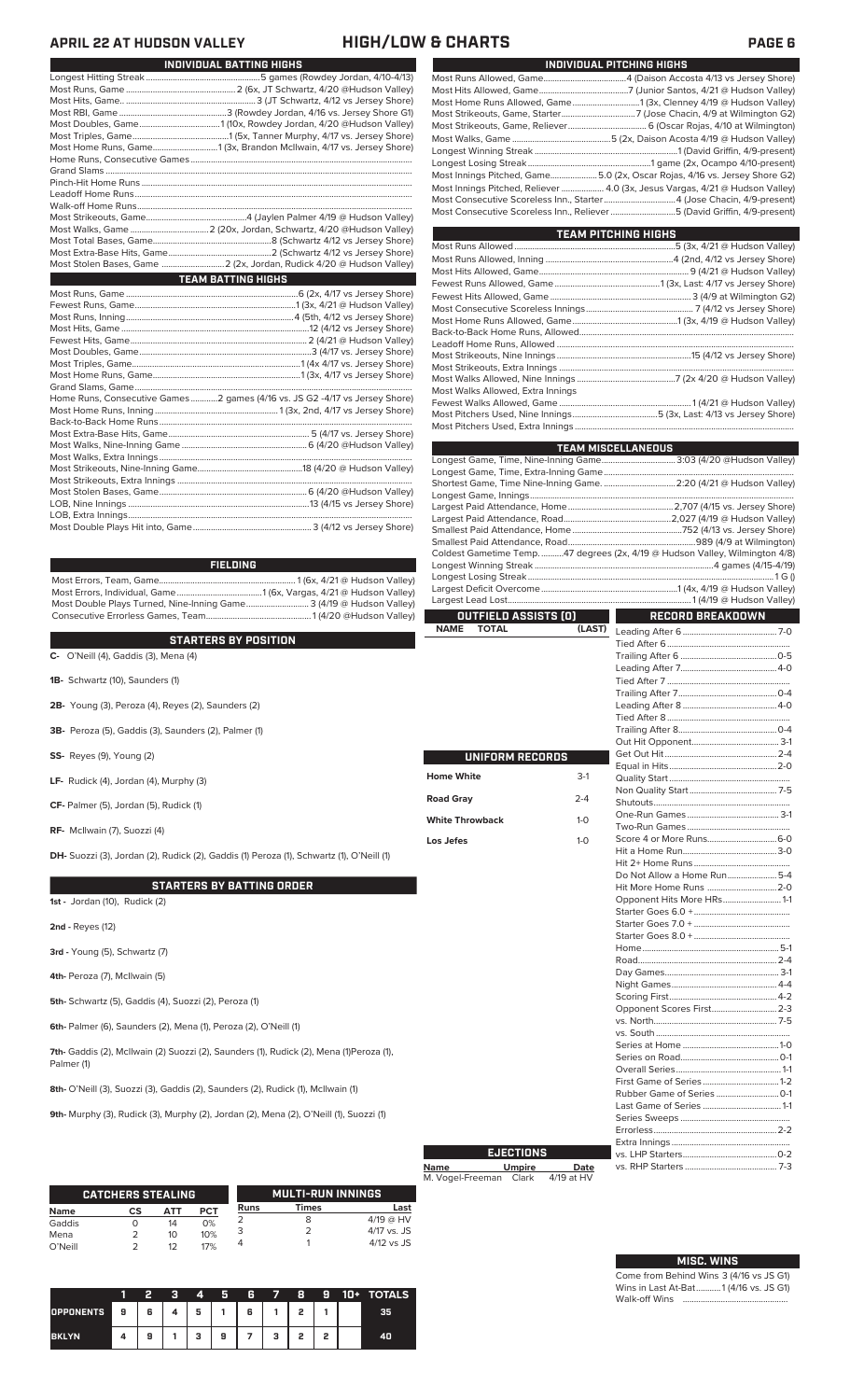# APRIL 22 AT HUDSON VALLEY — HIGH/LOW & CHARTS

## INDIVIDUAL BATTING HIGHS

| | |
|---|---|
| Longest Hitting Streak | 5 games (Rowdey Jordan, 4/10-4/13) |
| Most Runs, Game | 2 (6x, JT Schwartz, 4/20 @Hudson Valley) |
| Most Hits, Game | 3 (JT Schwartz, 4/12 vs Jersey Shore) |
| Most RBI, Game | 3 (Rowdey Jordan, 4/16 vs. Jersey Shore G1) |
| Most Doubles, Game | 1 (10x, Rowdey Jordan, 4/20 @Hudson Valley) |
| Most Triples, Game | 1 (5x, Tanner Murphy, 4/17 vs. Jersey Shore) |
| Most Home Runs, Game | 1 (3x, Brandon McIlwain, 4/17 vs. Jersey Shore) |
| Home Runs, Consecutive Games | |
| Grand Slams | |
| Pinch-Hit Home Runs | |
| Leadoff Home Runs | |
| Walk-off Home Runs | |
| Most Strikeouts, Game | 4 (Jaylen Palmer 4/19 @ Hudson Valley) |
| Most Walks, Game | 2 (20x, Jordan, Schwartz, 4/20 @Hudson Valley) |
| Most Total Bases, Game | 8 (Schwartz 4/12 vs Jersey Shore) |
| Most Extra-Base Hits, Game | 2 (Schwartz 4/12 vs Jersey Shore) |
| Most Stolen Bases, Game | 2 (2x, Jordan, Rudick 4/20 @ Hudson Valley) |

## TEAM BATTING HIGHS

| | |
|---|---|
| Most Runs, Game | 6 (2x, 4/17 vs Jersey Shore) |
| Fewest Runs, Game | 1 (3x, 4/21 @ Hudson Valley) |
| Most Runs, Inning | 4 (5th, 4/12 vs Jersey Shore) |
| Most Hits, Game | 12 (4/12 vs Jersey Shore) |
| Fewest Hits, Game | 2 (4/21 @ Hudson Valley) |
| Most Doubles, Game | 3 (4/17 vs. Jersey Shore) |
| Most Triples, Game | 1 (4x 4/17 vs. Jersey Shore) |
| Most Home Runs, Game | 1 (3x, 4/17 vs. Jersey Shore) |
| Grand Slams, Game | |
| Home Runs, Consecutive Games | 2 games (4/16 vs. JS G2 -4/17 vs Jersey Shore) |
| Most Home Runs, Inning | 1 (3x, 2nd, 4/17 vs Jersey Shore) |
| Back-to-Back Home Runs | |
| Most Extra-Base Hits, Game | 5 (4/17 vs. Jersey Shore) |
| Most Walks, Nine-Inning Game | 6 (4/20 @Hudson Valley) |
| Most Walks, Extra Innings | |
| Most Strikeouts, Nine-Inning Game | 18 (4/20 @ Hudson Valley) |
| Most Strikeouts, Extra Innings | |
| Most Stolen Bases, Game | 6 (4/20 @Hudson Valley) |
| LOB, Nine Innings | 13 (4/15 vs Jersey Shore) |
| LOB, Extra Innings | |
| Most Double Plays Hit into, Game | 3 (4/12 vs Jersey Shore) |

## FIELDING

| | |
|---|---|
| Most Errors, Team, Game | 1 (6x, 4/21 @ Hudson Valley) |
| Most Errors, Individual, Game | 1 (6x, Vargas, 4/21 @ Hudson Valley) |
| Most Double Plays Turned, Nine-Inning Game | 3 (4/19 @ Hudson Valley) |
| Consecutive Errorless Games, Team | 1 (4/20 @Hudson Valley) |

## STARTERS BY POSITION

**C-** O'Neill (4), Gaddis (3), Mena (4)

**1B-** Schwartz (10), Saunders (1)

**2B-** Young (3), Peroza (4), Reyes (2), Saunders (2)

**3B-** Peroza (5), Gaddis (3), Saunders (2), Palmer (1)

**SS-** Reyes (9), Young (2)

**LF-** Rudick (4), Jordan (4), Murphy (3)

**CF-** Palmer (5), Jordan (5), Rudick (1)

**RF-** McIlwain (7), Suozzi (4)

**DH-** Suozzi (3), Jordan (2), Rudick (2), Gaddis (1) Peroza (1), Schwartz (1), O'Neill (1)

## STARTERS BY BATTING ORDER

**1st -** Jordan (10), Rudick (2)

**2nd -** Reyes (12)

**3rd -** Young (5), Schwartz (7)

**4th-** Peroza (7), McIlwain (5)

**5th-** Schwartz (5), Gaddis (4), Suozzi (2), Peroza (1)

**6th-** Palmer (6), Saunders (2), Mena (1), Peroza (2), O'Neill (1)

**7th-** Gaddis (2), McIlwain (2) Suozzi (2), Saunders (1), Rudick (2), Mena (1)Peroza (1), Palmer (1)

**8th-** O'Neill (3), Suozzi (3), Gaddis (2), Saunders (2), Rudick (1), McIlwain (1)

**9th-** Murphy (3), Rudick (3), Murphy (2), Jordan (2), Mena (2), O'Neill (1), Suozzi (1)

## CATCHERS STEALING

| Name | CS | ATT | PCT |
|---|---|---|---|
| Gaddis | 0 | 14 | 0% |
| Mena | 2 | 10 | 10% |
| O'Neill | 2 | 12 | 17% |

## MULTI-RUN INNINGS

| Runs | Times | Last |
|---|---|---|
| 2 | 8 | 4/19 @ HV |
| 3 | 2 | 4/17 vs. JS |
| 4 | 1 | 4/12 vs JS |

| | 1 | 2 | 3 | 4 | 5 | 6 | 7 | 8 | 9 | 10+ | TOTALS |
|---|---|---|---|---|---|---|---|---|---|---|---|
| OPPONENTS | 9 | 6 | 4 | 5 | 1 | 6 | 1 | 2 | 1 | | 35 |
| BKLYN | 4 | 9 | 1 | 3 | 9 | 7 | 3 | 2 | 2 | | 40 |

## INDIVIDUAL PITCHING HIGHS

| | |
|---|---|
| Most Runs Allowed, Game | 4 (Daison Accosta 4/13 vs Jersey Shore) |
| Most Hits Allowed, Game | 7 (Junior Santos, 4/21 @ Hudson Valley) |
| Most Home Runs Allowed, Game | 1 (3x, Clenney 4/19 @ Hudson Valley) |
| Most Strikeouts, Game, Starter | 7 (Jose Chacin, 4/9 at Wilmington G2) |
| Most Strikeouts, Game, Reliever | 6 (Oscar Rojas, 4/10 at Wilmington) |
| Most Walks, Game | 5 (2x, Daison Acosta 4/19 @ Hudson Valley) |
| Longest Winning Streak | 1 (David Griffin, 4/9-present) |
| Longest Losing Streak | 1 game (2x, Ocampo 4/10-present) |
| Most Innings Pitched, Game | 5.0 (2x, Oscar Rojas, 4/16 vs. Jersey Shore G2) |
| Most Innings Pitched, Reliever | 4.0 (3x, Jesus Vargas, 4/21 @ Hudson Valley) |
| Most Consecutive Scoreless Inn., Starter | 4 (Jose Chacin, 4/9-present) |
| Most Consecutive Scoreless Inn., Reliever | 5 (David Griffin, 4/9-present) |

## TEAM PITCHING HIGHS

| | |
|---|---|
| Most Runs Allowed | 5 (3x, 4/21 @ Hudson Valley) |
| Most Runs Allowed, Inning | 4 (2nd, 4/12 vs Jersey Shore) |
| Most Hits Allowed, Game | 9 (4/21 @ Hudson Valley) |
| Fewest Runs Allowed, Game | 1 (3x, Last: 4/17 vs Jersey Shore) |
| Fewest Hits Allowed, Game | 3 (4/9 at Wilmington G2) |
| Most Consecutive Scoreless Innings | 7 (4/12 vs Jersey Shore) |
| Most Home Runs Allowed, Game | 1 (3x, 4/19 @ Hudson Valley) |
| Back-to-Back Home Runs, Allowed | |
| Leadoff Home Runs, Allowed | |
| Most Strikeouts, Nine Innings | 15 (4/12 vs Jersey Shore) |
| Most Strikeouts, Extra Innings | |
| Most Walks Allowed, Nine Innings | 7 (2x 4/20 @ Hudson Valley) |
| Most Walks Allowed, Extra Innings | |
| Fewest Walks Allowed, Game | 1 (4/21 @ Hudson Valley) |
| Most Pitchers Used, Nine Innings | 5 (3x, Last: 4/13 vs Jersey Shore) |
| Most Pitchers Used, Extra Innings | |

## TEAM MISCELLANEOUS

| | |
|---|---|
| Longest Game, Time, Nine-Inning Game | 3:03 (4/20 @Hudson Valley) |
| Longest Game, Time, Extra-Inning Game | |
| Shortest Game, Time Nine-Inning Game | 2:20 (4/21 @ Hudson Valley) |
| Longest Game, Innings | |
| Largest Paid Attendance, Home | 2,707 (4/15 vs. Jersey Shore) |
| Largest Paid Attendance, Road | 2,027 (4/19 @ Hudson Valley) |
| Smallest Paid Attendance, Home | 752 (4/13 vs. Jersey Shore) |
| Smallest Paid Attendance, Road | 989 (4/9 at Wilmington) |
| Coldest Gametime Temp. | 47 degrees (2x, 4/19 @ Hudson Valley, Wilmington 4/8) |
| Longest Winning Streak | 4 games (4/15-4/19) |
| Longest Losing Streak | 1 G () |
| Largest Deficit Overcome | 1 (4x, 4/19 @ Hudson Valley) |
| Largest Lead Lost | 1 (4/19 @ Hudson Valley) |

## OUTFIELD ASSISTS (0)

| NAME | TOTAL | (LAST) |
|---|---|---|

## UNIFORM RECORDS

| | |
|---|---|
| Home White | 3-1 |
| Road Gray | 2-4 |
| White Throwback | 1-0 |
| Los Jefes | 1-0 |

## RECORD BREAKDOWN

| | |
|---|---|
| Leading After 6 | 7-0 |
| Tied After 6 | |
| Trailing After 6 | 0-5 |
| Leading After 7 | 4-0 |
| Tied After 7 | |
| Trailing After 7 | 0-4 |
| Leading After 8 | 4-0 |
| Tied After 8 | |
| Trailing After 8 | 0-4 |
| Out Hit Opponent | 3-1 |
| Get Out Hit | 2-4 |
| Equal in Hits | 2-0 |
| Quality Start | |
| Non Quality Start | 7-5 |
| Shutouts | |
| One-Run Games | 3-1 |
| Two-Run Games | |
| Score 4 or More Runs | 6-0 |
| Hit a Home Run | 3-0 |
| Hit 2+ Home Runs | |
| Do Not Allow a Home Run | 5-4 |
| Hit More Home Runs | 2-0 |
| Opponent Hits More HRs | 1-1 |
| Starter Goes 6.0 + | |
| Starter Goes 7.0 + | |
| Starter Goes 8.0 + | |
| Home | 5-1 |
| Road | 2-4 |
| Day Games | 3-1 |
| Night Games | 4-4 |
| Scoring First | 4-2 |
| Opponent Scores First | 2-3 |
| vs. North | 7-5 |
| vs. South | |
| Series at Home | 1-0 |
| Series on Road | 0-1 |
| Overall Series | 1-1 |
| First Game of Series | 1-2 |
| Rubber Game of Series | 0-1 |
| Last Game of Series | 1-1 |
| Series Sweeps | |
| Errorless | 2-2 |
| Extra Innings | |
| vs. LHP Starters | 0-2 |
| vs. RHP Starters | 7-3 |

## EJECTIONS

| Name | Umpire | Date |
|---|---|---|
| M. Vogel-Freeman | Clark | 4/19 at HV |

## MISC. WINS

Come from Behind Wins 3 (4/16 vs JS G1)
Wins in Last At-Bat 1 (4/16 vs. JS G1)
Walk-off Wins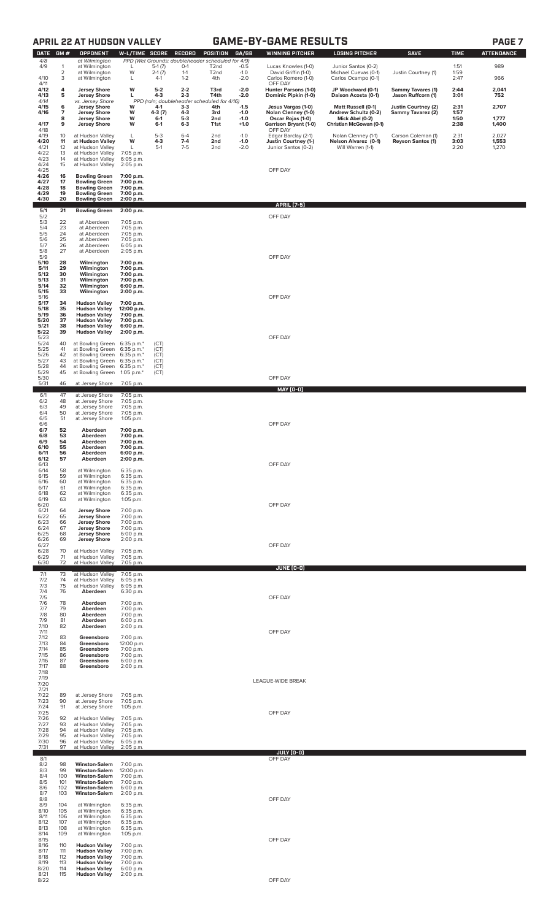## APRIL 22 AT HUDSON VALLEY — GAME-BY-GAME RESULTS

| DATE | GM # | OPPONENT | W-L/TIME | SCORE | RECORD | POSITION | GA/GB | WINNING PITCHER | LOSING PITCHER | SAVE | TIME | ATTENDANCE |
|---|---|---|---|---|---|---|---|---|---|---|---|---|
| 4/8 | | at Wilmington | PPD (Wet Grounds; doubleheader scheduled for 4/9) | | | | | | | | | |
| 4/9 | 1 | at Wilmington | L | 5-1 (7) | 0-1 | T2nd | -0.5 | Lucas Knowles (1-0) | Junior Santos (0-2) | | 1:51 | 989 |
| | 2 | at Wilmington | W | 2-1 (7) | 1-1 | T2nd | -1.0 | David Griffin (1-0) | Michael Cuevas (0-1) | Justin Courtney (1) | 1:59 | |
| 4/10 | 3 | at Wilmington | L | 4-1 | 1-2 | 4th | -2.0 | Carlos Romero (1-0) | Carlos Ocampo (0-1) | | 2:47 | 966 |
| 4/11 | | | | | | | | OFF DAY | | | | |
| 4/12 | 4 | Jersey Shore | W | 5-2 | 2-2 | T3rd | -2.0 | Hunter Parsons (1-0) | JP Woodward (0-1) | Sammy Tavares (1) | 2:44 | 2,041 |
| 4/13 | 5 | Jersey Shore | L | 4-3 | 2-3 | T4th | -2.0 | Dominic Pipkin (1-0) | Daison Acosta (0-1) | Jason Ruffcorn (1) | 3:01 | 752 |
| 4/14 | | vs. Jersey Shore | PPD (rain; doubleheader scheduled for 4/16) | | | | | | | | | |
| 4/15 | 6 | Jersey Shore | W | 4-1 | 3-3 | 4th | -1.5 | Jesus Vargas (1-0) | Matt Russell (0-1) | Justin Courtney (2) | 2:31 | 2,707 |
| 4/16 | 7 | Jersey Shore | W | 4-3 (7) | 4-3 | 3rd | -1.0 | Nolan Clenney (1-0) | Andrew Schultz (0-2) | Sammy Tavarez (2) | 1:57 | |
| | 8 | Jersey Shore | W | 6-1 | 5-3 | 2nd | -1.0 | Oscar Rojas (1-0) | Mick Abel (0-2) | | 1:50 | 1,777 |
| 4/17 | 9 | Jersey Shore | W | 6-1 | 6-3 | T1st | +1.0 | Garrison Bryant (1-0) | Christian McGowan (0-1) | | 2:38 | 1,400 |
| 4/18 | | | | | | | | OFF DAY | | | | |
| 4/19 | 10 | at Hudson Valley | L | 5-3 | 6-4 | 2nd | -1.0 | Edgar Barclay (2-1) | Nolan Clenney (1-1) | Carson Coleman (1) | 2:31 | 2,027 |
| 4/20 | 11 | at Hudson Valley | W | 4-3 | 7-4 | 2nd | -1.0 | Justin Courtney (1-) | Nelson Alvarez (0-1) | Reyson Santos (1) | 3:03 | 1,553 |
| 4/21 | 12 | at Hudson Valley | L | 5-1 | 7-5 | 2nd | -2.0 | Junior Santos (0-2) | Will Warren (1-1) | | 2:20 | 1,270 |
| 4/22 | 13 | at Hudson Valley | 7:05 p.m. | | | | | | | | | |
| 4/23 | 14 | at Hudson Valley | 6:05 p.m. | | | | | | | | | |
| 4/24 | 15 | at Hudson Valley | 2:05 p.m. | | | | | | | | | |
| 4/25 | | | | | | | | OFF DAY | | | | |
| 4/26 | 16 | Bowling Green | 7:00 p.m. | | | | | | | | | |
| 4/27 | 17 | Bowling Green | 7:00 p.m. | | | | | | | | | |
| 4/28 | 18 | Bowling Green | 7:00 p.m. | | | | | | | | | |
| 4/29 | 19 | Bowling Green | 7:00 p.m. | | | | | | | | | |
| 4/30 | 20 | Bowling Green | 2:00 p.m. | | | | | | | | | |
| | | | | | | | | **APRIL (7-5)** | | | | |
| 5/1 | 21 | Bowling Green | 2:00 p.m. | | | | | | | | | |
| 5/2 | | | | | | | | OFF DAY | | | | |
| 5/3 | 22 | at Aberdeen | 7:05 p.m. | | | | | | | | | |
| 5/4 | 23 | at Aberdeen | 7:05 p.m. | | | | | | | | | |
| 5/5 | 24 | at Aberdeen | 7:05 p.m. | | | | | | | | | |
| 5/6 | 25 | at Aberdeen | 7:05 p.m. | | | | | | | | | |
| 5/7 | 26 | at Aberdeen | 6:05 p.m. | | | | | | | | | |
| 5/8 | 27 | at Aberdeen | 2:05 p.m. | | | | | | | | | |
| 5/9 | | | | | | | | OFF DAY | | | | |
| 5/10 | 28 | Wilmington | 7:00 p.m. | | | | | | | | | |
| 5/11 | 29 | Wilmington | 7:00 p.m. | | | | | | | | | |
| 5/12 | 30 | Wilmington | 7:00 p.m. | | | | | | | | | |
| 5/13 | 31 | Wilmington | 7:00 p.m. | | | | | | | | | |
| 5/14 | 32 | Wilmington | 6:00 p.m. | | | | | | | | | |
| 5/15 | 33 | Wilmington | 2:00 p.m. | | | | | | | | | |
| 5/16 | | | | | | | | OFF DAY | | | | |
| 5/17 | 34 | Hudson Valley | 7:00 p.m. | | | | | | | | | |
| 5/18 | 35 | Hudson Valley | 12:00 p.m. | | | | | | | | | |
| 5/19 | 36 | Hudson Valley | 7:00 p.m. | | | | | | | | | |
| 5/20 | 37 | Hudson Valley | 7:00 p.m. | | | | | | | | | |
| 5/21 | 38 | Hudson Valley | 6:00 p.m. | | | | | | | | | |
| 5/22 | 39 | Hudson Valley | 2:00 p.m. | | | | | | | | | |
| 5/23 | | | | | | | | OFF DAY | | | | |
| 5/24 | 40 | at Bowling Green | 6:35 p.m.* | (CT) | | | | | | | | |
| 5/25 | 41 | at Bowling Green | 6:35 p.m.* | (CT) | | | | | | | | |
| 5/26 | 42 | at Bowling Green | 6:35 p.m.* | (CT) | | | | | | | | |
| 5/27 | 43 | at Bowling Green | 6:35 p.m.* | (CT) | | | | | | | | |
| 5/28 | 44 | at Bowling Green | 6:35 p.m.* | (CT) | | | | | | | | |
| 5/29 | 45 | at Bowling Green | 1:05 p.m.* | (CT) | | | | | | | | |
| 5/30 | | | | | | | | OFF DAY | | | | |
| 5/31 | 46 | at Jersey Shore | 7:05 p.m. | | | | | | | | | |
| | | | | | | | | **MAY (0-0)** | | | | |
| 6/1 | 47 | at Jersey Shore | 7:05 p.m. | | | | | | | | | |
| 6/2 | 48 | at Jersey Shore | 7:05 p.m. | | | | | | | | | |
| 6/3 | 49 | at Jersey Shore | 7:05 p.m. | | | | | | | | | |
| 6/4 | 50 | at Jersey Shore | 7:05 p.m. | | | | | | | | | |
| 6/5 | 51 | at Jersey Shore | 1:05 p.m. | | | | | | | | | |
| 6/6 | | | | | | | | OFF DAY | | | | |
| 6/7 | 52 | Aberdeen | 7:00 p.m. | | | | | | | | | |
| 6/8 | 53 | Aberdeen | 7:00 p.m. | | | | | | | | | |
| 6/9 | 54 | Aberdeen | 7:00 p.m. | | | | | | | | | |
| 6/10 | 55 | Aberdeen | 7:00 p.m. | | | | | | | | | |
| 6/11 | 56 | Aberdeen | 6:00 p.m. | | | | | | | | | |
| 6/12 | 57 | Aberdeen | 2:00 p.m. | | | | | | | | | |
| 6/13 | | | | | | | | OFF DAY | | | | |
| 6/14 | 58 | at Wilmington | 6:35 p.m. | | | | | | | | | |
| 6/15 | 59 | at Wilmington | 6:35 p.m. | | | | | | | | | |
| 6/16 | 60 | at Wilmington | 6:35 p.m. | | | | | | | | | |
| 6/17 | 61 | at Wilmington | 6:35 p.m. | | | | | | | | | |
| 6/18 | 62 | at Wilmington | 6:35 p.m. | | | | | | | | | |
| 6/19 | 63 | at Wilmington | 1:05 p.m. | | | | | | | | | |
| 6/20 | | | | | | | | OFF DAY | | | | |
| 6/21 | 64 | Jersey Shore | 7:00 p.m. | | | | | | | | | |
| 6/22 | 65 | Jersey Shore | 7:00 p.m. | | | | | | | | | |
| 6/23 | 66 | Jersey Shore | 7:00 p.m. | | | | | | | | | |
| 6/24 | 67 | Jersey Shore | 7:00 p.m. | | | | | | | | | |
| 6/25 | 68 | Jersey Shore | 6:00 p.m. | | | | | | | | | |
| 6/26 | 69 | Jersey Shore | 2:00 p.m. | | | | | | | | | |
| 6/27 | | | | | | | | OFF DAY | | | | |
| 6/28 | 70 | at Hudson Valley | 7:05 p.m. | | | | | | | | | |
| 6/29 | 71 | at Hudson Valley | 7:05 p.m. | | | | | | | | | |
| 6/30 | 72 | at Hudson Valley | 7:05 p.m. | | | | | | | | | |
| | | | | | | | | **JUNE (0-0)** | | | | |
| 7/1 | 73 | at Hudson Valley | 7:05 p.m. | | | | | | | | | |
| 7/2 | 74 | at Hudson Valley | 6:05 p.m. | | | | | | | | | |
| 7/3 | 75 | at Hudson Valley | 6:05 p.m. | | | | | | | | | |
| 7/4 | 76 | Aberdeen | 6:30 p.m. | | | | | | | | | |
| 7/5 | | | | | | | | OFF DAY | | | | |
| 7/6 | 78 | Aberdeen | 7:00 p.m. | | | | | | | | | |
| 7/7 | 79 | Aberdeen | 7:00 p.m. | | | | | | | | | |
| 7/8 | 80 | Aberdeen | 7:00 p.m. | | | | | | | | | |
| 7/9 | 81 | Aberdeen | 6:00 p.m. | | | | | | | | | |
| 7/10 | 82 | Aberdeen | 2:00 p.m. | | | | | | | | | |
| 7/11 | | | | | | | | OFF DAY | | | | |
| 7/12 | 83 | Greensboro | 7:00 p.m. | | | | | | | | | |
| 7/13 | 84 | Greensboro | 12:00 p.m. | | | | | | | | | |
| 7/14 | 85 | Greensboro | 7:00 p.m. | | | | | | | | | |
| 7/15 | 86 | Greensboro | 7:00 p.m. | | | | | | | | | |
| 7/16 | 87 | Greensboro | 6:00 p.m. | | | | | | | | | |
| 7/17 | 88 | Greensboro | 2:00 p.m. | | | | | | | | | |
| 7/18-7/21 | | | | | | | | LEAGUE-WIDE BREAK | | | | |
| 7/22 | 89 | at Jersey Shore | 7:05 p.m. | | | | | | | | | |
| 7/23 | 90 | at Jersey Shore | 7:05 p.m. | | | | | | | | | |
| 7/24 | 91 | at Jersey Shore | 1:05 p.m. | | | | | | | | | |
| 7/25 | | | | | | | | OFF DAY | | | | |
| 7/26 | 92 | at Hudson Valley | 7:05 p.m. | | | | | | | | | |
| 7/27 | 93 | at Hudson Valley | 7:05 p.m. | | | | | | | | | |
| 7/28 | 94 | at Hudson Valley | 7:05 p.m. | | | | | | | | | |
| 7/29 | 95 | at Hudson Valley | 7:05 p.m. | | | | | | | | | |
| 7/30 | 96 | at Hudson Valley | 6:05 p.m. | | | | | | | | | |
| 7/31 | 97 | at Hudson Valley | 2:05 p.m. | | | | | | | | | |
| | | | | | | | | **JULY (0-0)** | | | | |
| 8/1 | | | | | | | | OFF DAY | | | | |
| 8/2 | 98 | Winston-Salem | 7:00 p.m. | | | | | | | | | |
| 8/3 | 99 | Winston-Salem | 12:00 p.m. | | | | | | | | | |
| 8/4 | 100 | Winston-Salem | 7:00 p.m. | | | | | | | | | |
| 8/5 | 101 | Winston-Salem | 7:00 p.m. | | | | | | | | | |
| 8/6 | 102 | Winston-Salem | 6:00 p.m. | | | | | | | | | |
| 8/7 | 103 | Winston-Salem | 2:00 p.m. | | | | | | | | | |
| 8/8 | | | | | | | | OFF DAY | | | | |
| 8/9 | 104 | at Wilmington | 6:35 p.m. | | | | | | | | | |
| 8/10 | 105 | at Wilmington | 6:35 p.m. | | | | | | | | | |
| 8/11 | 106 | at Wilmington | 6:35 p.m. | | | | | | | | | |
| 8/12 | 107 | at Wilmington | 6:35 p.m. | | | | | | | | | |
| 8/13 | 108 | at Wilmington | 6:35 p.m. | | | | | | | | | |
| 8/14 | 109 | at Wilmington | 1:05 p.m. | | | | | | | | | |
| 8/15 | | | | | | | | OFF DAY | | | | |
| 8/16 | 110 | Hudson Valley | 7:00 p.m. | | | | | | | | | |
| 8/17 | 111 | Hudson Valley | 7:00 p.m. | | | | | | | | | |
| 8/18 | 112 | Hudson Valley | 7:00 p.m. | | | | | | | | | |
| 8/19 | 113 | Hudson Valley | 7:00 p.m. | | | | | | | | | |
| 8/20 | 114 | Hudson Valley | 6:00 p.m. | | | | | | | | | |
| 8/21 | 115 | Hudson Valley | 2:00 p.m. | | | | | | | | | |
| 8/22 | | | | | | | | OFF DAY | | | | |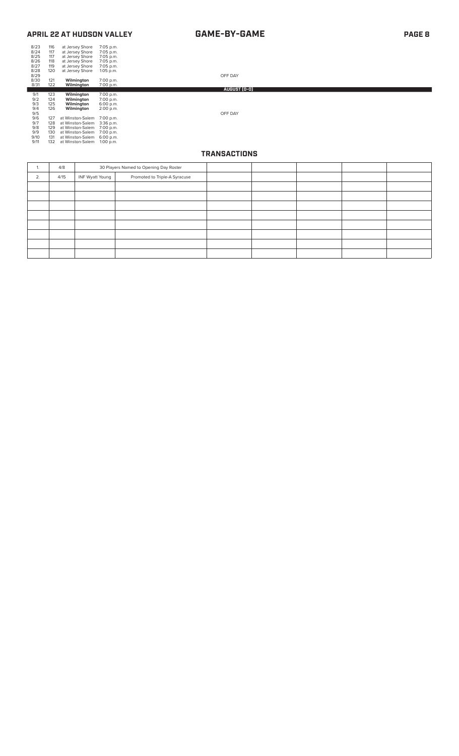## GAME-BY-GAME

| | | | | |
|---|---|---|---|---|
| 8/23 | 116 | at Jersey Shore | 7:05 p.m. | |
| 8/24 | 117 | at Jersey Shore | 7:05 p.m. | |
| 8/25 | 117 | at Jersey Shore | 7:05 p.m. | |
| 8/26 | 118 | at Jersey Shore | 7:05 p.m. | |
| 8/27 | 119 | at Jersey Shore | 7:05 p.m. | |
| 8/28 | 120 | at Jersey Shore | 1:05 p.m. | |
| 8/29 | | | | OFF DAY |
| 8/30 | 121 | **Wilmington** | 7:00 p.m. | |
| 8/31 | 122 | **Wilmington** | 7:00 p.m. | |

**AUGUST (0-0)**

| | | | | |
|---|---|---|---|---|
| 9/1 | 123 | **Wilmington** | 7:00 p.m. | |
| 9/2 | 124 | **Wilmington** | 7:00 p.m. | |
| 9/3 | 125 | **Wilmington** | 6:00 p.m. | |
| 9/4 | 126 | **Wilmington** | 2:00 p.m. | |
| 9/5 | | | | OFF DAY |
| 9/6 | 127 | at Winston-Salem | 7:00 p.m. | |
| 9/7 | 128 | at Winston-Salem | 3:36 p.m. | |
| 9/8 | 129 | at Winston-Salem | 7:00 p.m. | |
| 9/9 | 130 | at Winston-Salem | 7:00 p.m. | |
| 9/10 | 131 | at Winston-Salem | 6:00 p.m. | |
| 9/11 | 132 | at Winston-Salem | 1:00 p.m. | |

## TRANSACTIONS

| | | | | | | | | |
|---|---|---|---|---|---|---|---|---|
| 1. | 4/8 | 30 Players Named to Opening Day Roster | | | | | | |
| 2. | 4/15 | INF Wyatt Young | Promoted to Triple-A Syracuse | | | | | |
| | | | | | | | | |
| | | | | | | | | |
| | | | | | | | | |
| | | | | | | | | |
| | | | | | | | | |
| | | | | | | | | |
| | | | | | | | | |
| | | | | | | | | |